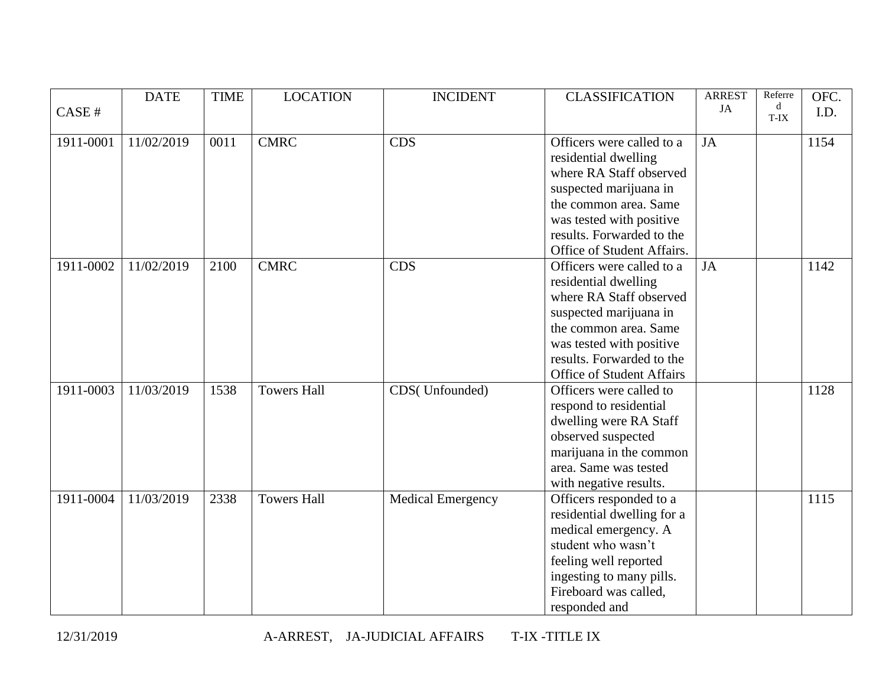| CASE # | DATE | TIME | LOCATION | INCIDENT | CLASSIFICATION | ARREST JA | Referred T-IX | OFC. I.D. |
|---|---|---|---|---|---|---|---|---|
| 1911-0001 | 11/02/2019 | 0011 | CMRC | CDS | Officers were called to a residential dwelling where RA Staff observed suspected marijuana in the common area. Same was tested with positive results. Forwarded to the Office of Student Affairs. | JA | | 1154 |
| 1911-0002 | 11/02/2019 | 2100 | CMRC | CDS | Officers were called to a residential dwelling where RA Staff observed suspected marijuana in the common area. Same was tested with positive results. Forwarded to the Office of Student Affairs | JA | | 1142 |
| 1911-0003 | 11/03/2019 | 1538 | Towers Hall | CDS( Unfounded) | Officers were called to respond to residential dwelling were RA Staff observed suspected marijuana in the common area. Same was tested with negative results. | | | 1128 |
| 1911-0004 | 11/03/2019 | 2338 | Towers Hall | Medical Emergency | Officers responded to a residential dwelling for a medical emergency. A student who wasn't feeling well reported ingesting to many pills. Fireboard was called, responded and | | | 1115 |

12/31/2019 A-ARREST, JA-JUDICIAL AFFAIRS T-IX -TITLE IX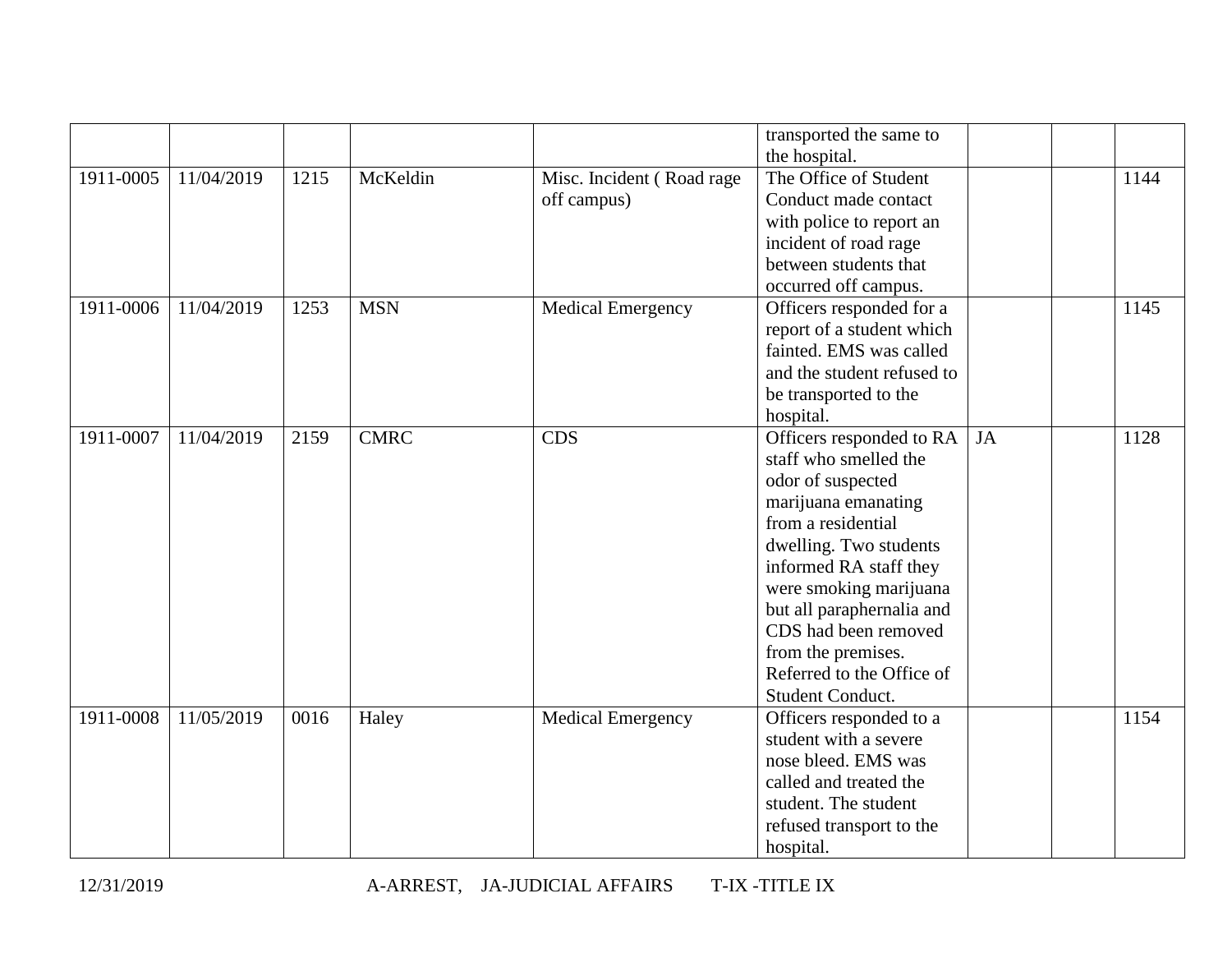| | | | | | | | | |
|---|---|---|---|---|---|---|---|---|
| | | | | | transported the same to the hospital. | | | |
| 1911-0005 | 11/04/2019 | 1215 | McKeldin | Misc. Incident ( Road rage off campus) | The Office of Student Conduct made contact with police to report an incident of road rage between students that occurred off campus. | | | 1144 |
| 1911-0006 | 11/04/2019 | 1253 | MSN | Medical Emergency | Officers responded for a report of a student which fainted. EMS was called and the student refused to be transported to the hospital. | | | 1145 |
| 1911-0007 | 11/04/2019 | 2159 | CMRC | CDS | Officers responded to RA staff who smelled the odor of suspected marijuana emanating from a residential dwelling. Two students informed RA staff they were smoking marijuana but all paraphernalia and CDS had been removed from the premises. Referred to the Office of Student Conduct. | JA | | 1128 |
| 1911-0008 | 11/05/2019 | 0016 | Haley | Medical Emergency | Officers responded to a student with a severe nose bleed. EMS was called and treated the student. The student refused transport to the hospital. | | | 1154 |

12/31/2019 A-ARREST, JA-JUDICIAL AFFAIRS T-IX -TITLE IX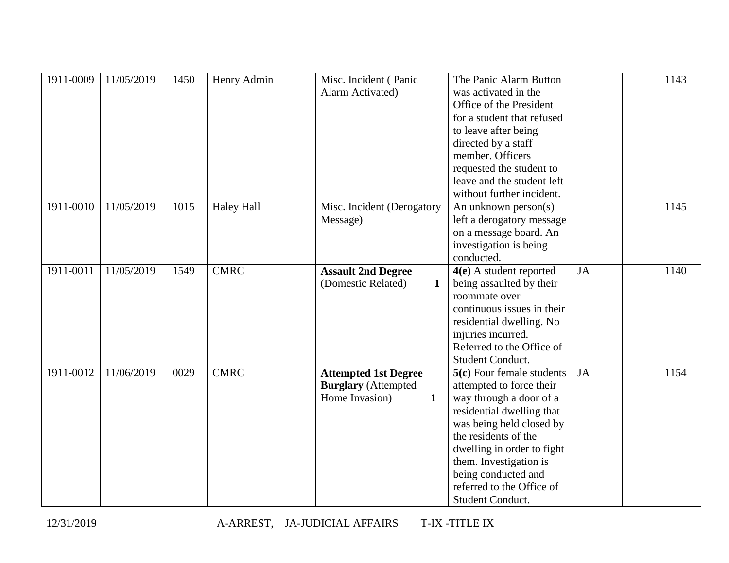| | | | | | | | | |
|---|---|---|---|---|---|---|---|---|
| 1911-0009 | 11/05/2019 | 1450 | Henry Admin | Misc. Incident ( Panic Alarm Activated) | The Panic Alarm Button was activated in the Office of the President for a student that refused to leave after being directed by a staff member. Officers requested the student to leave and the student left without further incident. | | | 1143 |
| 1911-0010 | 11/05/2019 | 1015 | Haley Hall | Misc. Incident (Derogatory Message) | An unknown person(s) left a derogatory message on a message board. An investigation is being conducted. | | | 1145 |
| 1911-0011 | 11/05/2019 | 1549 | CMRC | **Assault 2nd Degree** (Domestic Related) **1** | **4(e)** A student reported being assaulted by their roommate over continuous issues in their residential dwelling. No injuries incurred. Referred to the Office of Student Conduct. | JA | | 1140 |
| 1911-0012 | 11/06/2019 | 0029 | CMRC | **Attempted 1st Degree Burglary** (Attempted Home Invasion) **1** | **5(c)** Four female students attempted to force their way through a door of a residential dwelling that was being held closed by the residents of the dwelling in order to fight them. Investigation is being conducted and referred to the Office of Student Conduct. | JA | | 1154 |

12/31/2019 A-ARREST, JA-JUDICIAL AFFAIRS T-IX -TITLE IX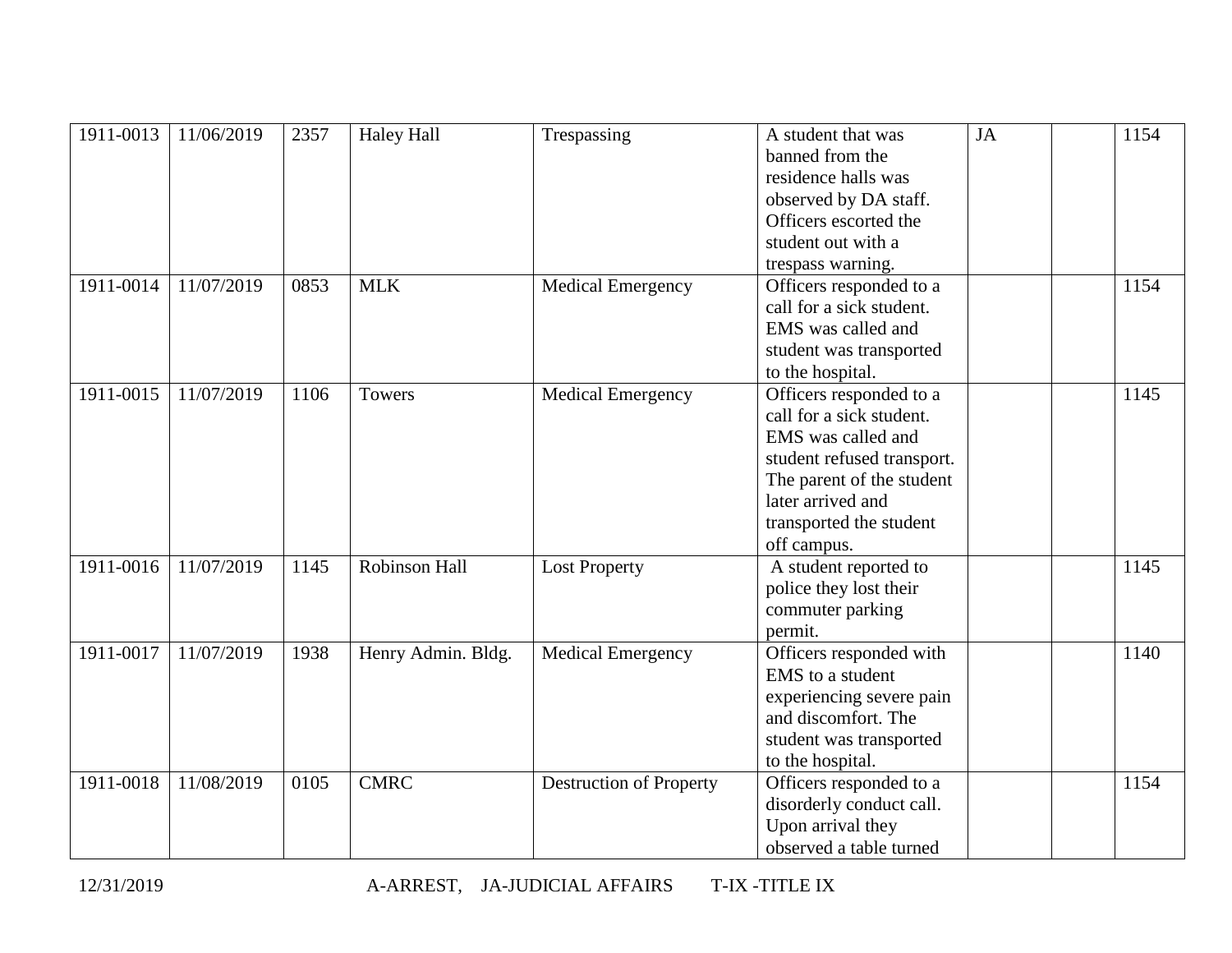| | | | | | | | | |
|---|---|---|---|---|---|---|---|---|
| 1911-0013 | 11/06/2019 | 2357 | Haley Hall | Trespassing | A student that was banned from the residence halls was observed by DA staff. Officers escorted the student out with a trespass warning. | JA | | 1154 |
| 1911-0014 | 11/07/2019 | 0853 | MLK | Medical Emergency | Officers responded to a call for a sick student. EMS was called and student was transported to the hospital. | | | 1154 |
| 1911-0015 | 11/07/2019 | 1106 | Towers | Medical Emergency | Officers responded to a call for a sick student. EMS was called and student refused transport. The parent of the student later arrived and transported the student off campus. | | | 1145 |
| 1911-0016 | 11/07/2019 | 1145 | Robinson Hall | Lost Property | A student reported to police they lost their commuter parking permit. | | | 1145 |
| 1911-0017 | 11/07/2019 | 1938 | Henry Admin. Bldg. | Medical Emergency | Officers responded with EMS to a student experiencing severe pain and discomfort. The student was transported to the hospital. | | | 1140 |
| 1911-0018 | 11/08/2019 | 0105 | CMRC | Destruction of Property | Officers responded to a disorderly conduct call. Upon arrival they observed a table turned | | | 1154 |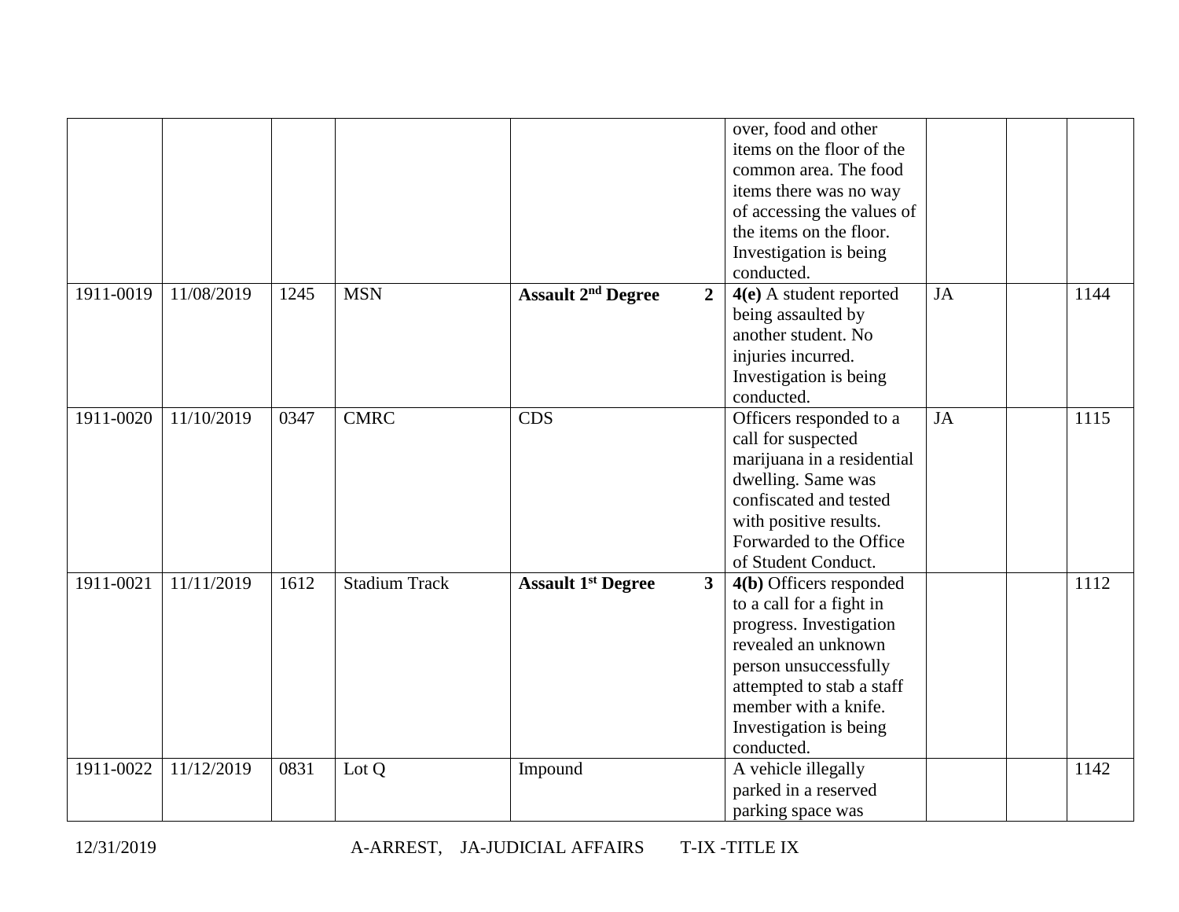|  |  |  |  |  |  | over, food and other items on the floor of the common area. The food items there was no way of accessing the values of the items on the floor. Investigation is being conducted. |  |  |  |
| --- | --- | --- | --- | --- | --- | --- | --- | --- | --- |
| 1911-0019 | 11/08/2019 | 1245 | MSN | **Assault $2^{nd}$ Degree** | **2** | **4(e)** A student reported being assaulted by another student. No injuries incurred. Investigation is being conducted. | JA |  | 1144 |
| 1911-0020 | 11/10/2019 | 0347 | CMRC | CDS |  | Officers responded to a call for suspected marijuana in a residential dwelling. Same was confiscated and tested with positive results. Forwarded to the Office of Student Conduct. | JA |  | 1115 |
| 1911-0021 | 11/11/2019 | 1612 | Stadium Track | **Assault $1^{st}$ Degree** | **3** | **4(b)** Officers responded to a call for a fight in progress. Investigation revealed an unknown person unsuccessfully attempted to stab a staff member with a knife. Investigation is being conducted. |  |  | 1112 |
| 1911-0022 | 11/12/2019 | 0831 | Lot Q | Impound |  | A vehicle illegally parked in a reserved parking space was |  |  | 1142 |

12/31/2019 A-ARREST, JA-JUDICIAL AFFAIRS T-IX -TITLE IX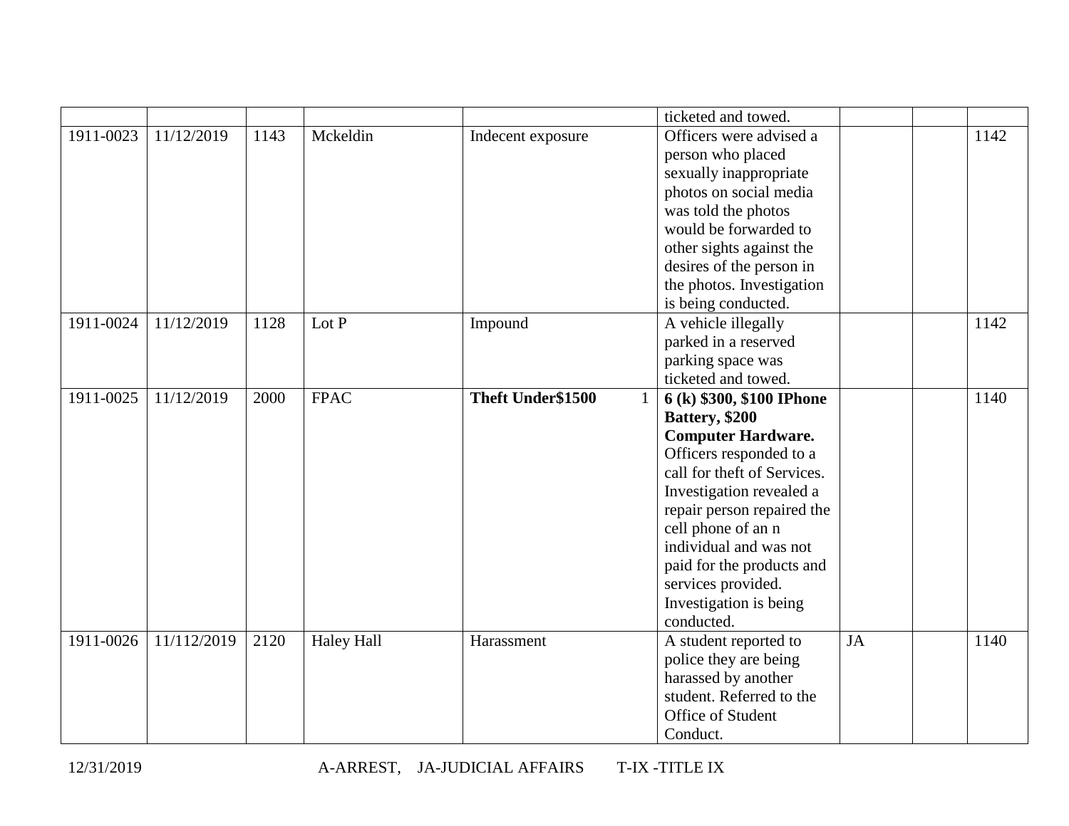|  |  |  |  |  | ticketed and towed. |  |  |  |
|---|---|---|---|---|---|---|---|---|
| 1911-0023 | 11/12/2019 | 1143 | Mckeldin | Indecent exposure | Officers were advised a person who placed sexually inappropriate photos on social media was told the photos would be forwarded to other sights against the desires of the person in the photos. Investigation is being conducted. |  |  | 1142 |
| 1911-0024 | 11/12/2019 | 1128 | Lot P | Impound | A vehicle illegally parked in a reserved parking space was ticketed and towed. |  |  | 1142 |
| 1911-0025 | 11/12/2019 | 2000 | FPAC | **Theft Under$1500** 1 | **6 (k) $300, $100 IPhone Battery, $200 Computer Hardware.** Officers responded to a call for theft of Services. Investigation revealed a repair person repaired the cell phone of an n individual and was not paid for the products and services provided. Investigation is being conducted. |  |  | 1140 |
| 1911-0026 | 11/112/2019 | 2120 | Haley Hall | Harassment | A student reported to police they are being harassed by another student. Referred to the Office of Student Conduct. | JA |  | 1140 |

12/31/2019 A-ARREST, JA-JUDICIAL AFFAIRS T-IX -TITLE IX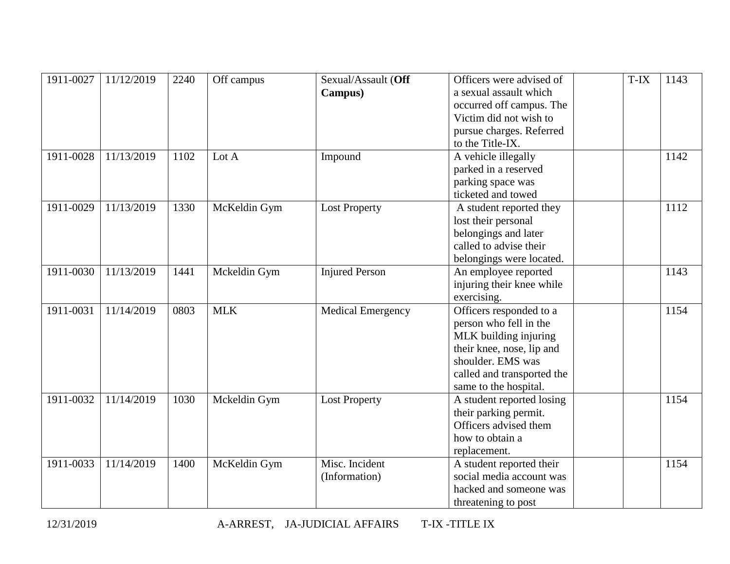| | | | | | | | | |
|---|---|---|---|---|---|---|---|---|
| 1911-0027 | 11/12/2019 | 2240 | Off campus | Sexual/Assault (**Off Campus)** | Officers were advised of a sexual assault which occurred off campus. The Victim did not wish to pursue charges. Referred to the Title-IX. | | T-IX | 1143 |
| 1911-0028 | 11/13/2019 | 1102 | Lot A | Impound | A vehicle illegally parked in a reserved parking space was ticketed and towed | | | 1142 |
| 1911-0029 | 11/13/2019 | 1330 | McKeldin Gym | Lost Property | A student reported they lost their personal belongings and later called to advise their belongings were located. | | | 1112 |
| 1911-0030 | 11/13/2019 | 1441 | Mckeldin Gym | Injured Person | An employee reported injuring their knee while exercising. | | | 1143 |
| 1911-0031 | 11/14/2019 | 0803 | MLK | Medical Emergency | Officers responded to a person who fell in the MLK building injuring their knee, nose, lip and shoulder. EMS was called and transported the same to the hospital. | | | 1154 |
| 1911-0032 | 11/14/2019 | 1030 | Mckeldin Gym | Lost Property | A student reported losing their parking permit. Officers advised them how to obtain a replacement. | | | 1154 |
| 1911-0033 | 11/14/2019 | 1400 | McKeldin Gym | Misc. Incident (Information) | A student reported their social media account was hacked and someone was threatening to post | | | 1154 |

12/31/2019 A-ARREST, JA-JUDICIAL AFFAIRS T-IX -TITLE IX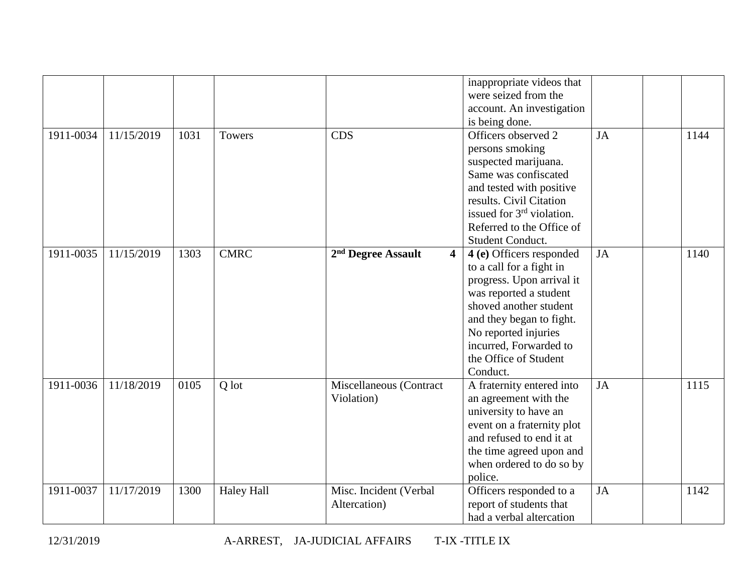| | | | | | | | | |
|---|---|---|---|---|---|---|---|---|
| | | | | | inappropriate videos that were seized from the account. An investigation is being done. | | | |
| 1911-0034 | 11/15/2019 | 1031 | Towers | CDS | Officers observed 2 persons smoking suspected marijuana. Same was confiscated and tested with positive results. Civil Citation issued for 3rd violation. Referred to the Office of Student Conduct. | JA | | 1144 |
| 1911-0035 | 11/15/2019 | 1303 | CMRC | **2nd Degree Assault 4** | **4 (e)** Officers responded to a call for a fight in progress. Upon arrival it was reported a student shoved another student and they began to fight. No reported injuries incurred, Forwarded to the Office of Student Conduct. | JA | | 1140 |
| 1911-0036 | 11/18/2019 | 0105 | Q lot | Miscellaneous (Contract Violation) | A fraternity entered into an agreement with the university to have an event on a fraternity plot and refused to end it at the time agreed upon and when ordered to do so by police. | JA | | 1115 |
| 1911-0037 | 11/17/2019 | 1300 | Haley Hall | Misc. Incident (Verbal Altercation) | Officers responded to a report of students that had a verbal altercation | JA | | 1142 |

12/31/2019 A-ARREST, JA-JUDICIAL AFFAIRS T-IX -TITLE IX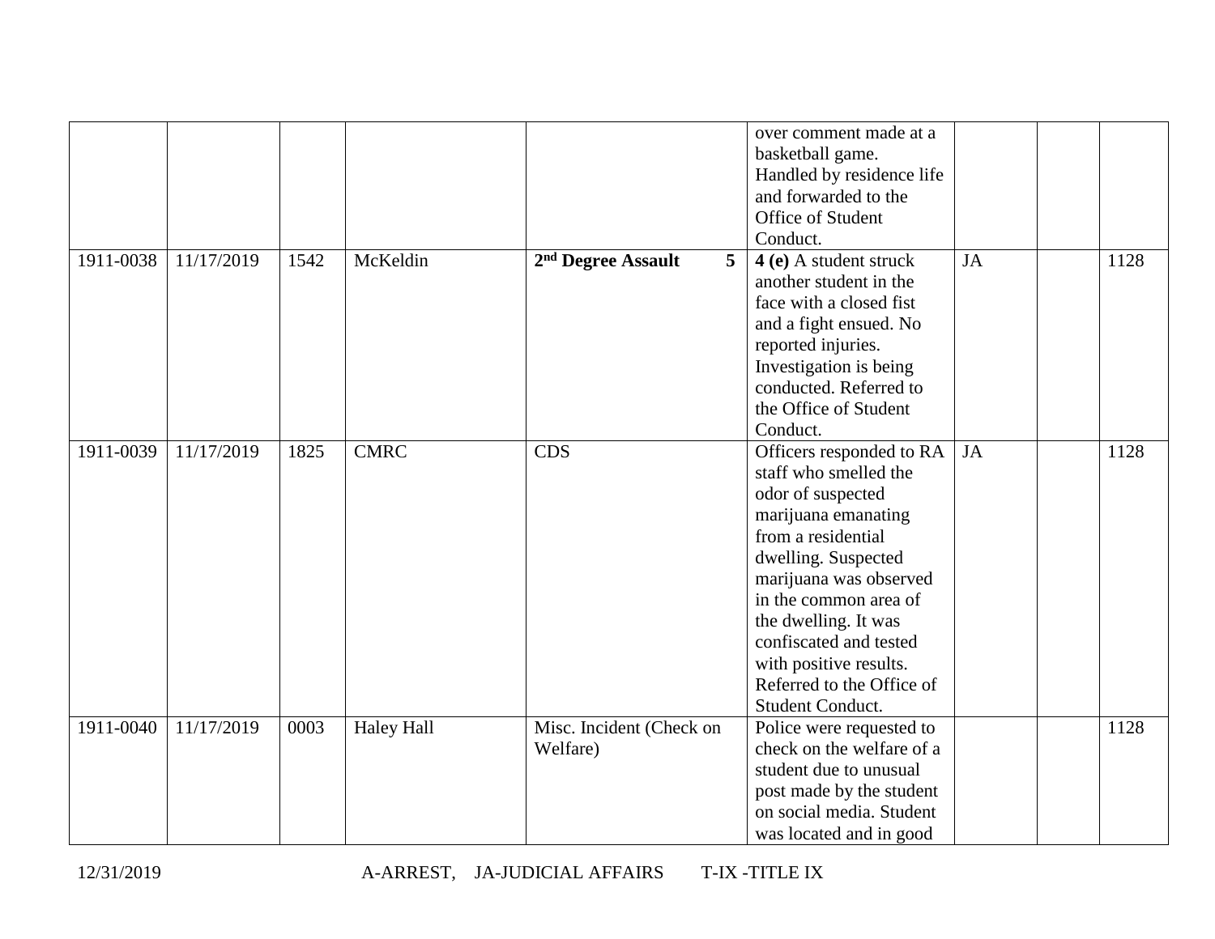| | | | | | | | | |
|---|---|---|---|---|---|---|---|---|
| | | | | | over comment made at a basketball game. Handled by residence life and forwarded to the Office of Student Conduct. | | | |
| 1911-0038 | 11/17/2019 | 1542 | McKeldin | **2nd Degree Assault 5** | **4 (e)** A student struck another student in the face with a closed fist and a fight ensued. No reported injuries. Investigation is being conducted. Referred to the Office of Student Conduct. | JA | | 1128 |
| 1911-0039 | 11/17/2019 | 1825 | CMRC | CDS | Officers responded to RA staff who smelled the odor of suspected marijuana emanating from a residential dwelling. Suspected marijuana was observed in the common area of the dwelling. It was confiscated and tested with positive results. Referred to the Office of Student Conduct. | JA | | 1128 |
| 1911-0040 | 11/17/2019 | 0003 | Haley Hall | Misc. Incident (Check on Welfare) | Police were requested to check on the welfare of a student due to unusual post made by the student on social media. Student was located and in good | | | 1128 |

12/31/2019 A-ARREST, JA-JUDICIAL AFFAIRS T-IX -TITLE IX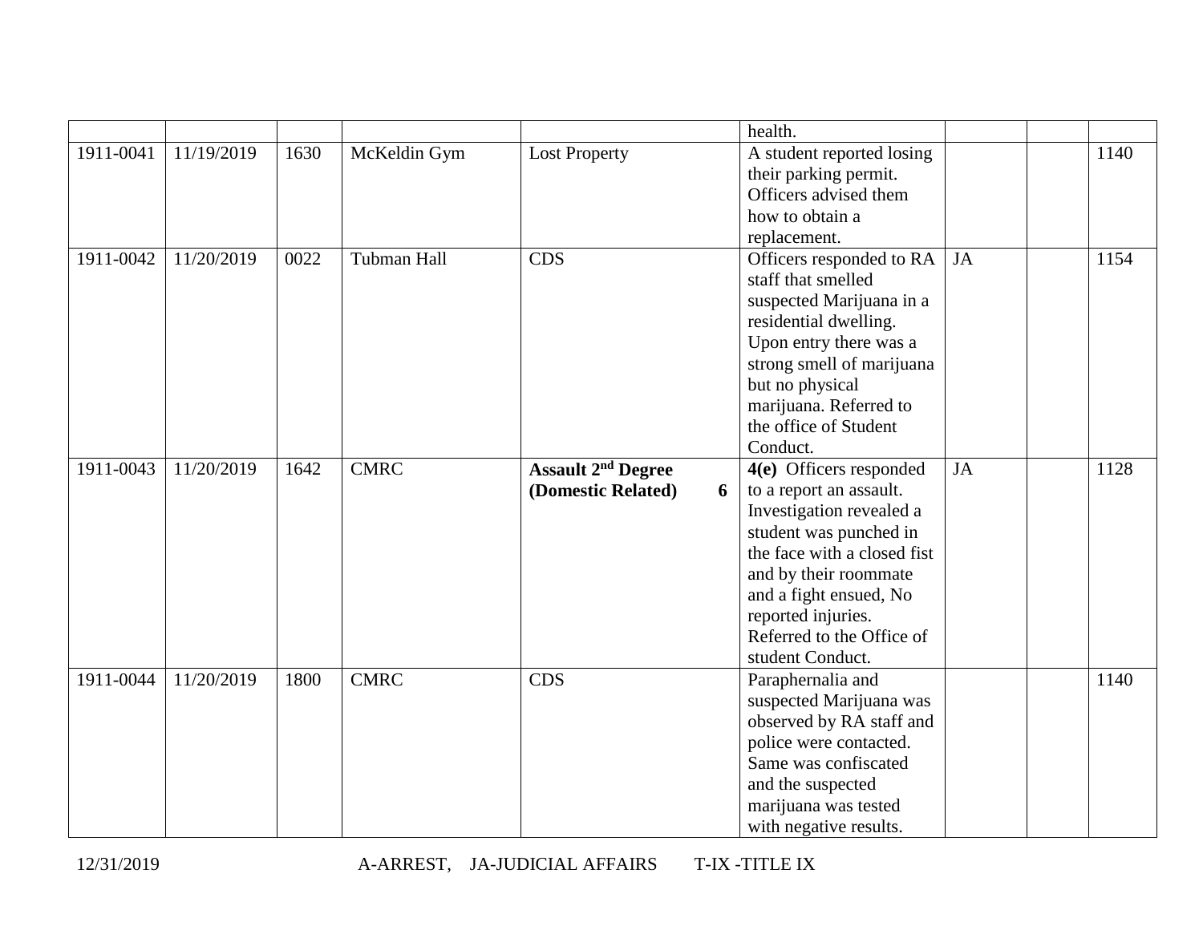| | | | | | | | | |
|---|---|---|---|---|---|---|---|---|
| | | | | | health. | | | |
| 1911-0041 | 11/19/2019 | 1630 | McKeldin Gym | Lost Property | A student reported losing their parking permit. Officers advised them how to obtain a replacement. | | | 1140 |
| 1911-0042 | 11/20/2019 | 0022 | Tubman Hall | CDS | Officers responded to RA staff that smelled suspected Marijuana in a residential dwelling. Upon entry there was a strong smell of marijuana but no physical marijuana. Referred to the office of Student Conduct. | JA | | 1154 |
| 1911-0043 | 11/20/2019 | 1642 | CMRC | **Assault 2nd Degree (Domestic Related) 6** | **4(e)** Officers responded to a report an assault. Investigation revealed a student was punched in the face with a closed fist and by their roommate and a fight ensued, No reported injuries. Referred to the Office of student Conduct. | JA | | 1128 |
| 1911-0044 | 11/20/2019 | 1800 | CMRC | CDS | Paraphernalia and suspected Marijuana was observed by RA staff and police were contacted. Same was confiscated and the suspected marijuana was tested with negative results. | | | 1140 |

12/31/2019 A-ARREST, JA-JUDICIAL AFFAIRS T-IX -TITLE IX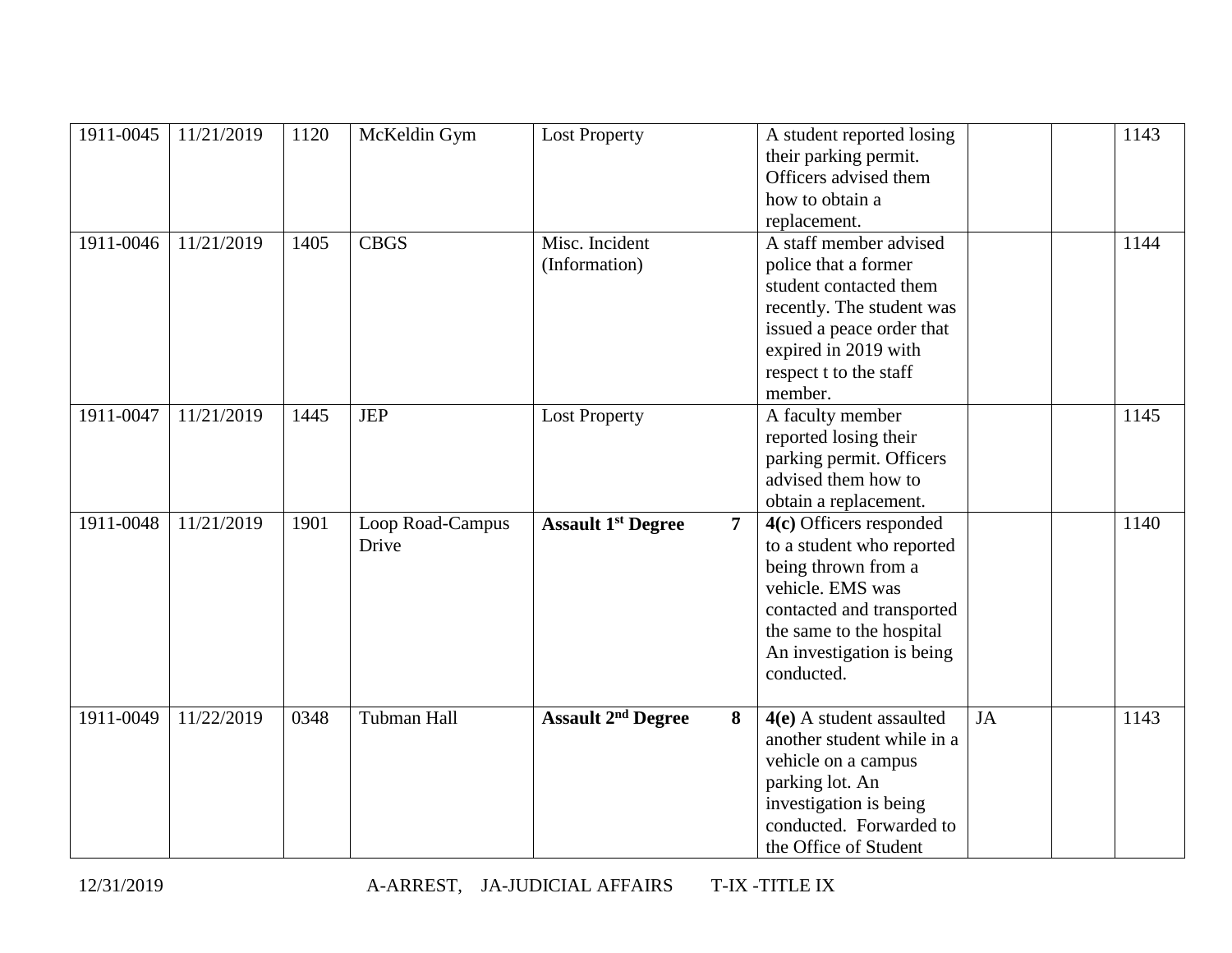| | | | | | | | | |
|---|---|---|---|---|---|---|---|---|
| 1911-0045 | 11/21/2019 | 1120 | McKeldin Gym | Lost Property | A student reported losing their parking permit. Officers advised them how to obtain a replacement. | | | 1143 |
| 1911-0046 | 11/21/2019 | 1405 | CBGS | Misc. Incident (Information) | A staff member advised police that a former student contacted them recently. The student was issued a peace order that expired in 2019 with respect t to the staff member. | | | 1144 |
| 1911-0047 | 11/21/2019 | 1445 | JEP | Lost Property | A faculty member reported losing their parking permit. Officers advised them how to obtain a replacement. | | | 1145 |
| 1911-0048 | 11/21/2019 | 1901 | Loop Road-Campus Drive | **Assault 1st Degree 7** | **4(c)** Officers responded to a student who reported being thrown from a vehicle. EMS was contacted and transported the same to the hospital An investigation is being conducted. | | | 1140 |
| 1911-0049 | 11/22/2019 | 0348 | Tubman Hall | **Assault 2nd Degree 8** | **4(e)** A student assaulted another student while in a vehicle on a campus parking lot. An investigation is being conducted. Forwarded to the Office of Student | JA | | 1143 |

12/31/2019 A-ARREST, JA-JUDICIAL AFFAIRS T-IX -TITLE IX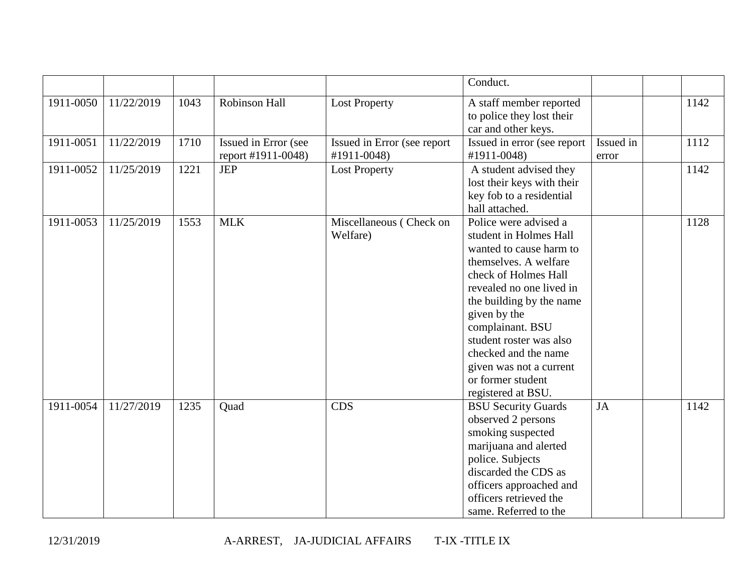| | | | | | Conduct. | | | |
|---|---|---|---|---|---|---|---|---|
| 1911-0050 | 11/22/2019 | 1043 | Robinson Hall | Lost Property | A staff member reported to police they lost their car and other keys. | | | 1142 |
| 1911-0051 | 11/22/2019 | 1710 | Issued in Error (see report #1911-0048) | Issued in Error (see report #1911-0048) | Issued in error (see report #1911-0048) | Issued in error | | 1112 |
| 1911-0052 | 11/25/2019 | 1221 | JEP | Lost Property | A student advised they lost their keys with their key fob to a residential hall attached. | | | 1142 |
| 1911-0053 | 11/25/2019 | 1553 | MLK | Miscellaneous ( Check on Welfare) | Police were advised a student in Holmes Hall wanted to cause harm to themselves. A welfare check of Holmes Hall revealed no one lived in the building by the name given by the complainant. BSU student roster was also checked and the name given was not a current or former student registered at BSU. | | | 1128 |
| 1911-0054 | 11/27/2019 | 1235 | Quad | CDS | BSU Security Guards observed 2 persons smoking suspected marijuana and alerted police. Subjects discarded the CDS as officers approached and officers retrieved the same. Referred to the | JA | | 1142 |

12/31/2019 A-ARREST, JA-JUDICIAL AFFAIRS T-IX -TITLE IX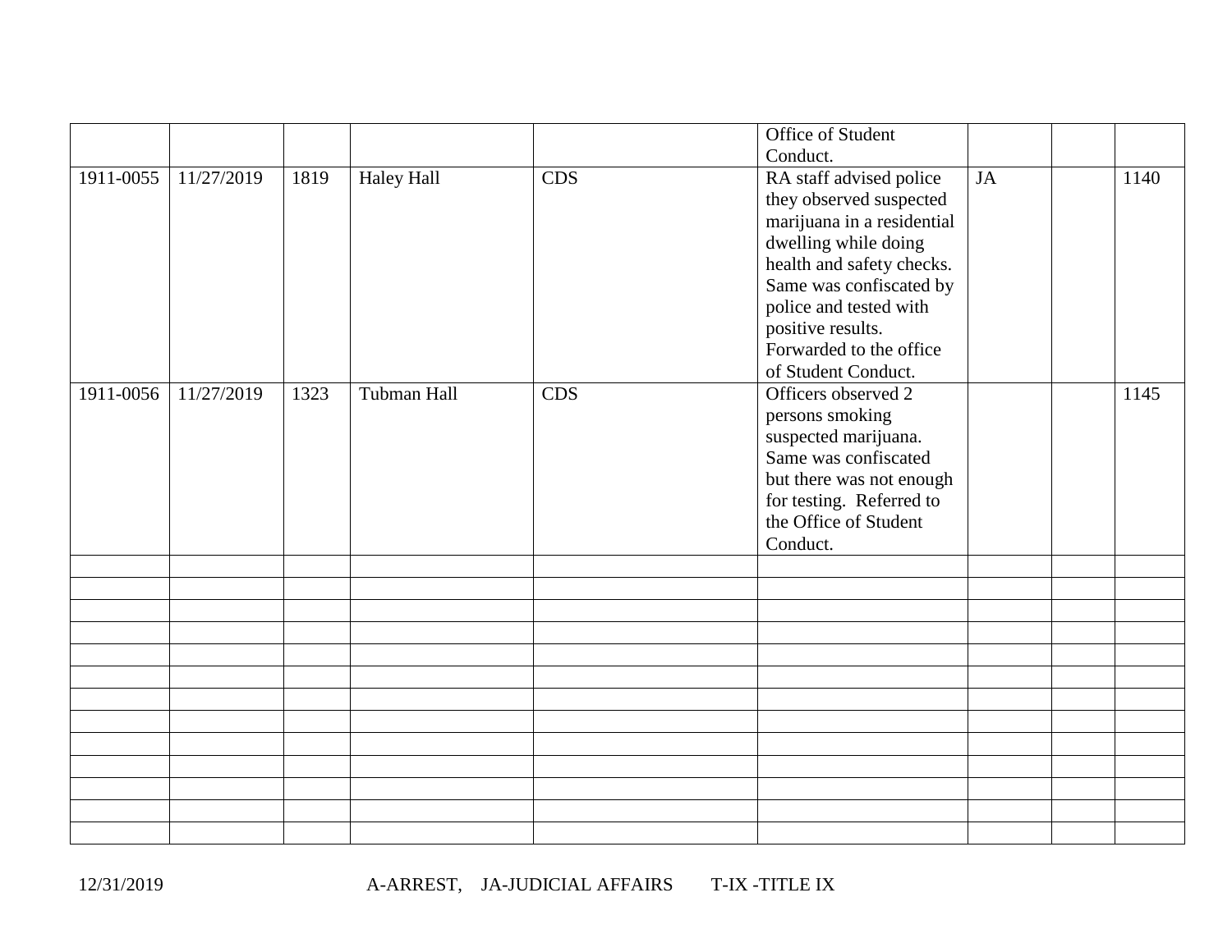| | | | | | | | | |
|---|---|---|---|---|---|---|---|---|
| | | | | | Office of Student Conduct. | | | |
| 1911-0055 | 11/27/2019 | 1819 | Haley Hall | CDS | RA staff advised police they observed suspected marijuana in a residential dwelling while doing health and safety checks. Same was confiscated by police and tested with positive results. Forwarded to the office of Student Conduct. | JA | | 1140 |
| 1911-0056 | 11/27/2019 | 1323 | Tubman Hall | CDS | Officers observed 2 persons smoking suspected marijuana. Same was confiscated but there was not enough for testing. Referred to the Office of Student Conduct. | | | 1145 |
| | | | | | | | | |
| | | | | | | | | |
| | | | | | | | | |
| | | | | | | | | |
| | | | | | | | | |
| | | | | | | | | |
| | | | | | | | | |
| | | | | | | | | |
| | | | | | | | | |
| | | | | | | | | |
| | | | | | | | | |
| | | | | | | | | |
| | | | | | | | | |